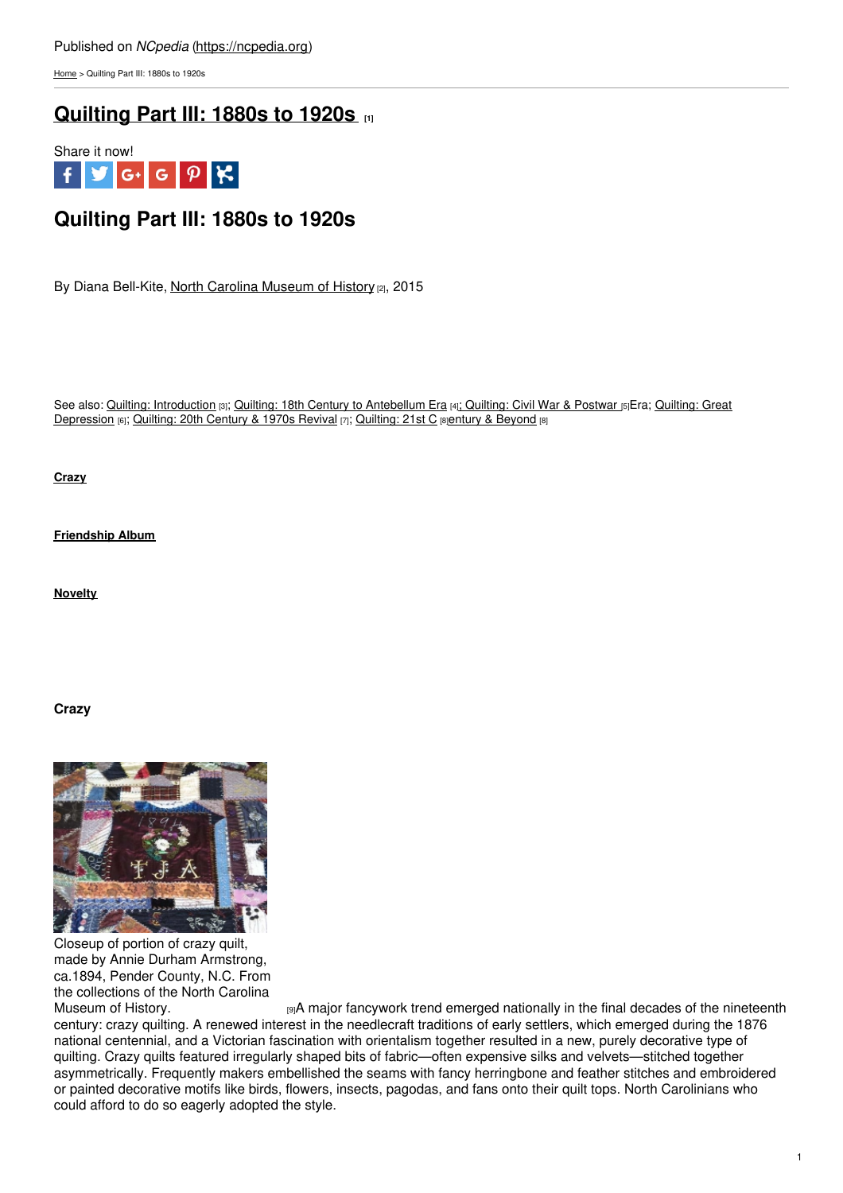Published on *NCpedia* (https://ncpedia.org)

Home > Quilting Part III: 1880s to 1920s

# Quilting Part III: 1880s to 1920s [1]

Share it now!

# Quilting Part III: 1880s to 1920s

By Diana Bell-Kite, North Carolina Museum of History [2], 2015

See also: Quilting: Introduction [3]; Quilting: 18th Century to Antebellum Era [4]; Quilting: Civil War & Postwar [5]Era; Quilting: Great Depression [6]; Quilting: 20th Century & 1970s Revival [7]; Quilting: 21st C [8]entury & Beyond [8]

**Crazy**

**Friendship Album**

**Novelty**

### Crazy

Closeup of portion of crazy quilt, made by Annie Durham Armstrong, ca.1894, Pender County, N.C. From the collections of the North Carolina Museum of History. [9]

A major fancywork trend emerged nationally in the final decades of the nineteenth century: crazy quilting. A renewed interest in the needlecraft traditions of early settlers, which emerged during the 1876 national centennial, and a Victorian fascination with orientalism together resulted in a new, purely decorative type of quilting. Crazy quilts featured irregularly shaped bits of fabric—often expensive silks and velvets—stitched together asymmetrically. Frequently makers embellished the seams with fancy herringbone and feather stitches and embroidered or painted decorative motifs like birds, flowers, insects, pagodas, and fans onto their quilt tops. North Carolinians who could afford to do so eagerly adopted the style.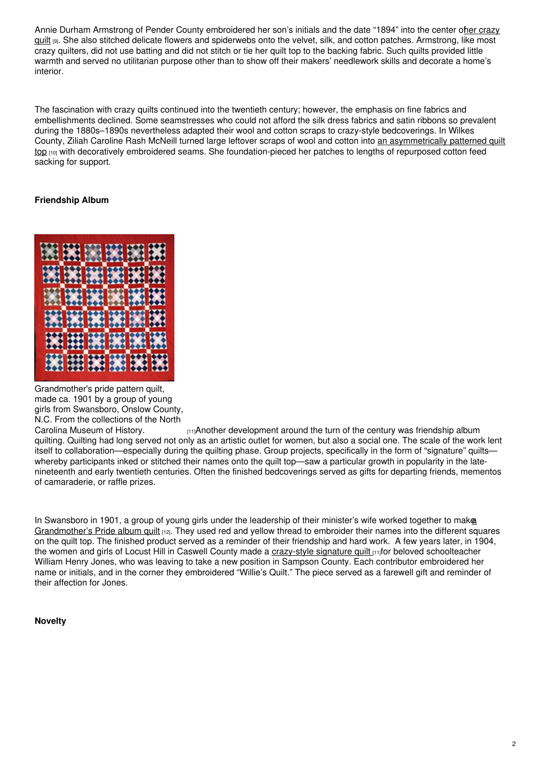Annie Durham Armstrong of Pender County embroidered her son's initials and the date "1894" into the center of her crazy quilt [9]. She also stitched delicate flowers and spiderwebs onto the velvet, silk, and cotton patches. Armstrong, like most crazy quilters, did not use batting and did not stitch or tie her quilt top to the backing fabric. Such quilts provided little warmth and served no utilitarian purpose other than to show off their makers' needlework skills and decorate a home's interior.

The fascination with crazy quilts continued into the twentieth century; however, the emphasis on fine fabrics and embellishments declined. Some seamstresses who could not afford the silk dress fabrics and satin ribbons so prevalent during the 1880s–1890s nevertheless adapted their wool and cotton scraps to crazy-style bedcoverings. In Wilkes County, Ziliah Caroline Rash McNeill turned large leftover scraps of wool and cotton into an asymmetrically patterned quilt top [10] with decoratively embroidered seams. She foundation-pieced her patches to lengths of repurposed cotton feed sacking for support.

**Friendship Album**

Grandmother's pride pattern quilt, made ca. 1901 by a group of young girls from Swansboro, Onslow County, N.C. From the collections of the North Carolina Museum of History. [11]

Another development around the turn of the century was friendship album quilting. Quilting had long served not only as an artistic outlet for women, but also a social one. The scale of the work lent itself to collaboration—especially during the quilting phase. Group projects, specifically in the form of "signature" quilts—whereby participants inked or stitched their names onto the quilt top—saw a particular growth in popularity in the late-nineteenth and early twentieth centuries. Often the finished bedcoverings served as gifts for departing friends, mementos of camaraderie, or raffle prizes.

In Swansboro in 1901, a group of young girls under the leadership of their minister's wife worked together to make a Grandmother's Pride album quilt [12]. They used red and yellow thread to embroider their names into the different squares on the quilt top. The finished product served as a reminder of their friendship and hard work. A few years later, in 1904, the women and girls of Locust Hill in Caswell County made a crazy-style signature quilt [11] for beloved schoolteacher William Henry Jones, who was leaving to take a new position in Sampson County. Each contributor embroidered her name or initials, and in the corner they embroidered "Willie's Quilt." The piece served as a farewell gift and reminder of their affection for Jones.

**Novelty**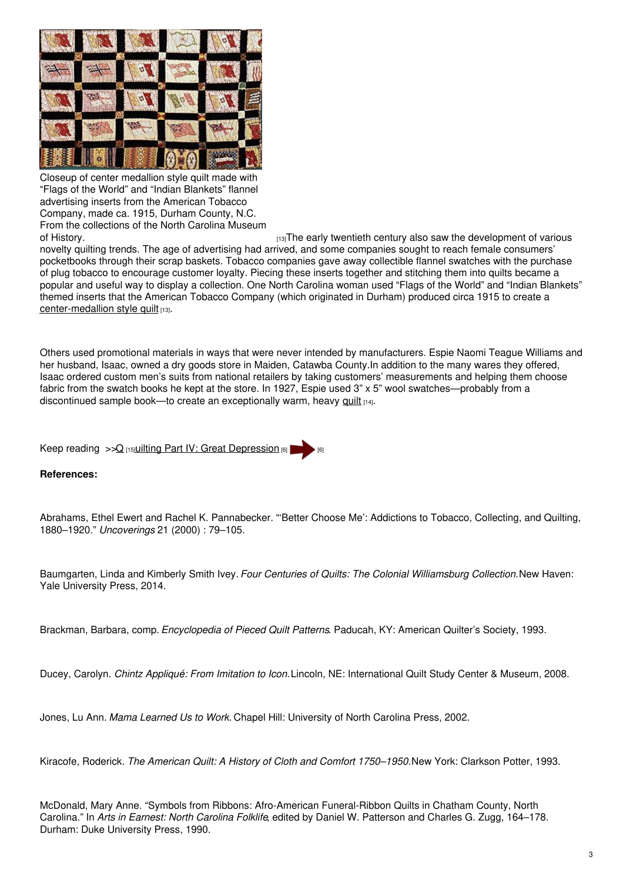Closeup of center medallion style quilt made with "Flags of the World" and "Indian Blankets" flannel advertising inserts from the American Tobacco Company, made ca. 1915, Durham County, N.C. From the collections of the North Carolina Museum of History.

[13]The early twentieth century also saw the development of various novelty quilting trends. The age of advertising had arrived, and some companies sought to reach female consumers' pocketbooks through their scrap baskets. Tobacco companies gave away collectible flannel swatches with the purchase of plug tobacco to encourage customer loyalty. Piecing these inserts together and stitching them into quilts became a popular and useful way to display a collection. One North Carolina woman used "Flags of the World" and "Indian Blankets" themed inserts that the American Tobacco Company (which originated in Durham) produced circa 1915 to create a center-medallion style quilt [13].

Others used promotional materials in ways that were never intended by manufacturers. Espie Naomi Teague Williams and her husband, Isaac, owned a dry goods store in Maiden, Catawba County.In addition to the many wares they offered, Isaac ordered custom men's suits from national retailers by taking customers' measurements and helping them choose fabric from the swatch books he kept at the store. In 1927, Espie used 3" x 5" wool swatches—probably from a discontinued sample book—to create an exceptionally warm, heavy quilt [14].

Keep reading >>Q [15]uilting Part IV: Great Depression [6] [6]

**References:**

Abrahams, Ethel Ewert and Rachel K. Pannabecker. "'Better Choose Me': Addictions to Tobacco, Collecting, and Quilting, 1880–1920." *Uncoverings* 21 (2000) : 79–105.

Baumgarten, Linda and Kimberly Smith Ivey. *Four Centuries of Quilts: The Colonial Williamsburg Collection.* New Haven: Yale University Press, 2014.

Brackman, Barbara, comp. *Encyclopedia of Pieced Quilt Patterns*. Paducah, KY: American Quilter's Society, 1993.

Ducey, Carolyn. *Chintz Appliqué: From Imitation to Icon.* Lincoln, NE: International Quilt Study Center & Museum, 2008.

Jones, Lu Ann. *Mama Learned Us to Work.* Chapel Hill: University of North Carolina Press, 2002.

Kiracofe, Roderick. *The American Quilt: A History of Cloth and Comfort 1750–1950.* New York: Clarkson Potter, 1993.

McDonald, Mary Anne. "Symbols from Ribbons: Afro-American Funeral-Ribbon Quilts in Chatham County, North Carolina." In *Arts in Earnest: North Carolina Folklife*, edited by Daniel W. Patterson and Charles G. Zugg, 164–178. Durham: Duke University Press, 1990.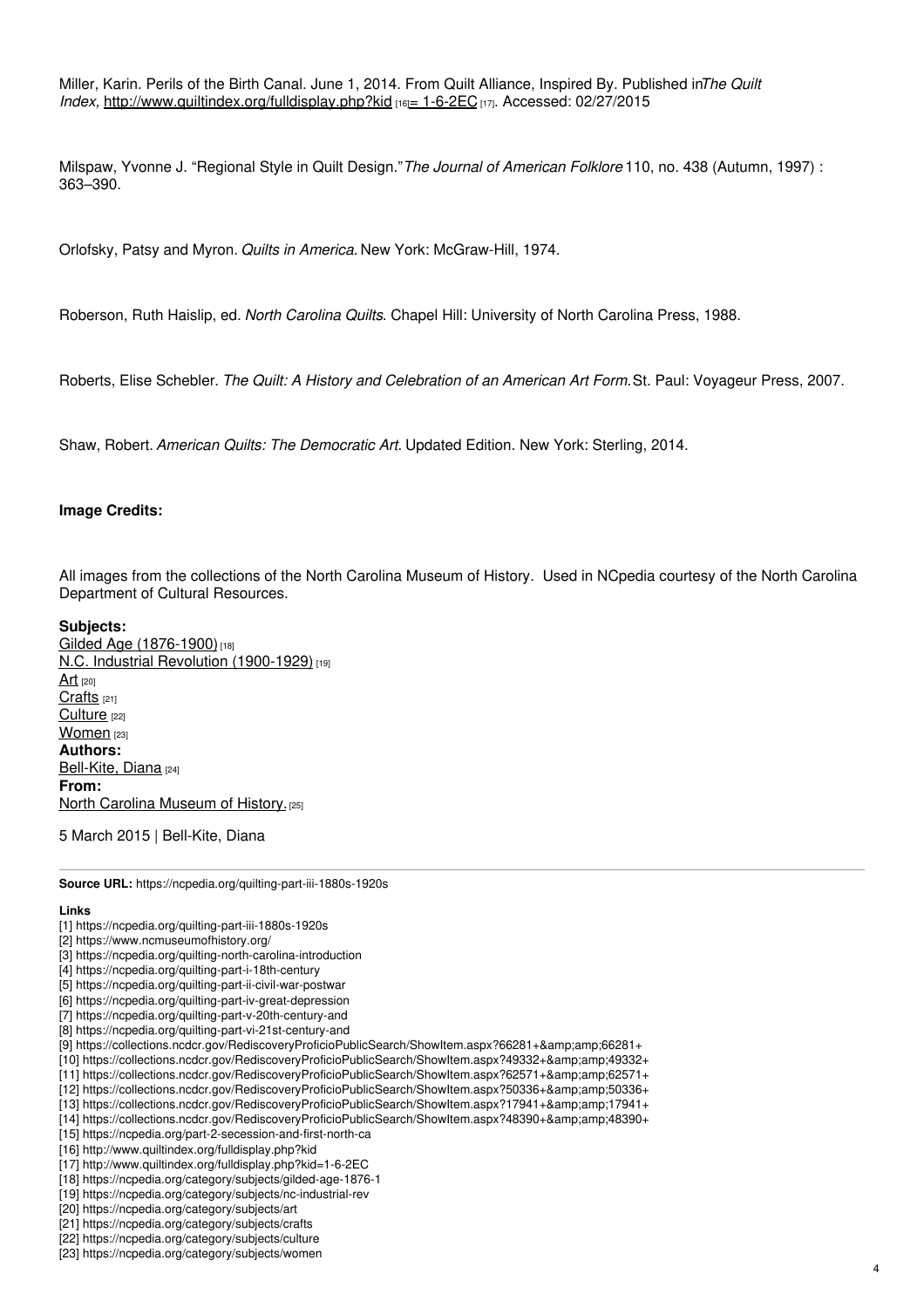Miller, Karin. Perils of the Birth Canal. June 1, 2014. From Quilt Alliance, Inspired By. Published in *The Quilt Index*, http://www.quiltindex.org/fulldisplay.php?kid [16]= 1-6-2EC [17]. Accessed: 02/27/2015

Milspaw, Yvonne J. "Regional Style in Quilt Design." *The Journal of American Folklore* 110, no. 438 (Autumn, 1997) : 363–390.

Orlofsky, Patsy and Myron. *Quilts in America.* New York: McGraw-Hill, 1974.

Roberson, Ruth Haislip, ed. *North Carolina Quilts*. Chapel Hill: University of North Carolina Press, 1988.

Roberts, Elise Schebler. *The Quilt: A History and Celebration of an American Art Form.* St. Paul: Voyageur Press, 2007.

Shaw, Robert. *American Quilts: The Democratic Art.* Updated Edition. New York: Sterling, 2014.

**Image Credits:**

All images from the collections of the North Carolina Museum of History. Used in NCpedia courtesy of the North Carolina Department of Cultural Resources.

**Subjects:**
Gilded Age (1876-1900) [18]
N.C. Industrial Revolution (1900-1929) [19]
Art [20]
Crafts [21]
Culture [22]
Women [23]
**Authors:**
Bell-Kite, Diana [24]
**From:**
North Carolina Museum of History. [25]

5 March 2015 | Bell-Kite, Diana

**Source URL:** https://ncpedia.org/quilting-part-iii-1880s-1920s

**Links**
[1] https://ncpedia.org/quilting-part-iii-1880s-1920s
[2] https://www.ncmuseumofhistory.org/
[3] https://ncpedia.org/quilting-north-carolina-introduction
[4] https://ncpedia.org/quilting-part-i-18th-century
[5] https://ncpedia.org/quilting-part-ii-civil-war-postwar
[6] https://ncpedia.org/quilting-part-iv-great-depression
[7] https://ncpedia.org/quilting-part-v-20th-century-and
[8] https://ncpedia.org/quilting-part-vi-21st-century-and
[9] https://collections.ncdcr.gov/RediscoveryProficioPublicSearch/ShowItem.aspx?66281+&amp;amp;66281+
[10] https://collections.ncdcr.gov/RediscoveryProficioPublicSearch/ShowItem.aspx?49332+&amp;amp;49332+
[11] https://collections.ncdcr.gov/RediscoveryProficioPublicSearch/ShowItem.aspx?62571+&amp;amp;62571+
[12] https://collections.ncdcr.gov/RediscoveryProficioPublicSearch/ShowItem.aspx?50336+&amp;amp;50336+
[13] https://collections.ncdcr.gov/RediscoveryProficioPublicSearch/ShowItem.aspx?17941+&amp;amp;17941+
[14] https://collections.ncdcr.gov/RediscoveryProficioPublicSearch/ShowItem.aspx?48390+&amp;amp;48390+
[15] https://ncpedia.org/part-2-secession-and-first-north-ca
[16] http://www.quiltindex.org/fulldisplay.php?kid
[17] http://www.quiltindex.org/fulldisplay.php?kid=1-6-2EC
[18] https://ncpedia.org/category/subjects/gilded-age-1876-1
[19] https://ncpedia.org/category/subjects/nc-industrial-rev
[20] https://ncpedia.org/category/subjects/art
[21] https://ncpedia.org/category/subjects/crafts
[22] https://ncpedia.org/category/subjects/culture
[23] https://ncpedia.org/category/subjects/women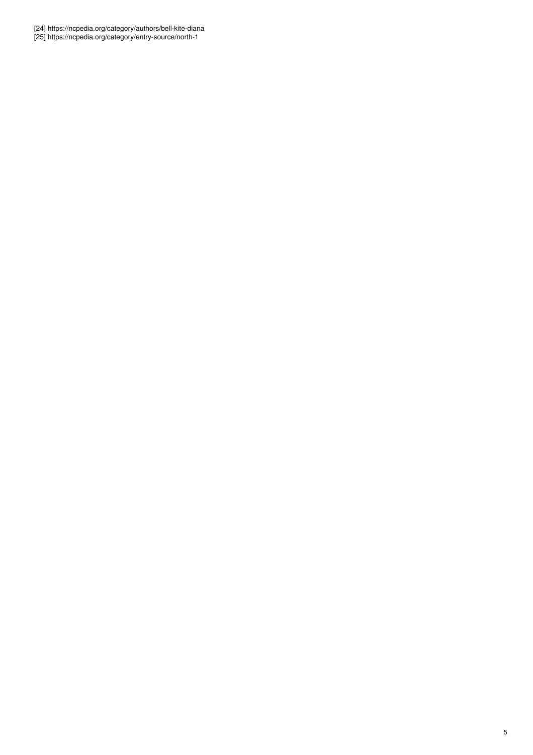[24] https://ncpedia.org/category/authors/bell-kite-diana
[25] https://ncpedia.org/category/entry-source/north-1